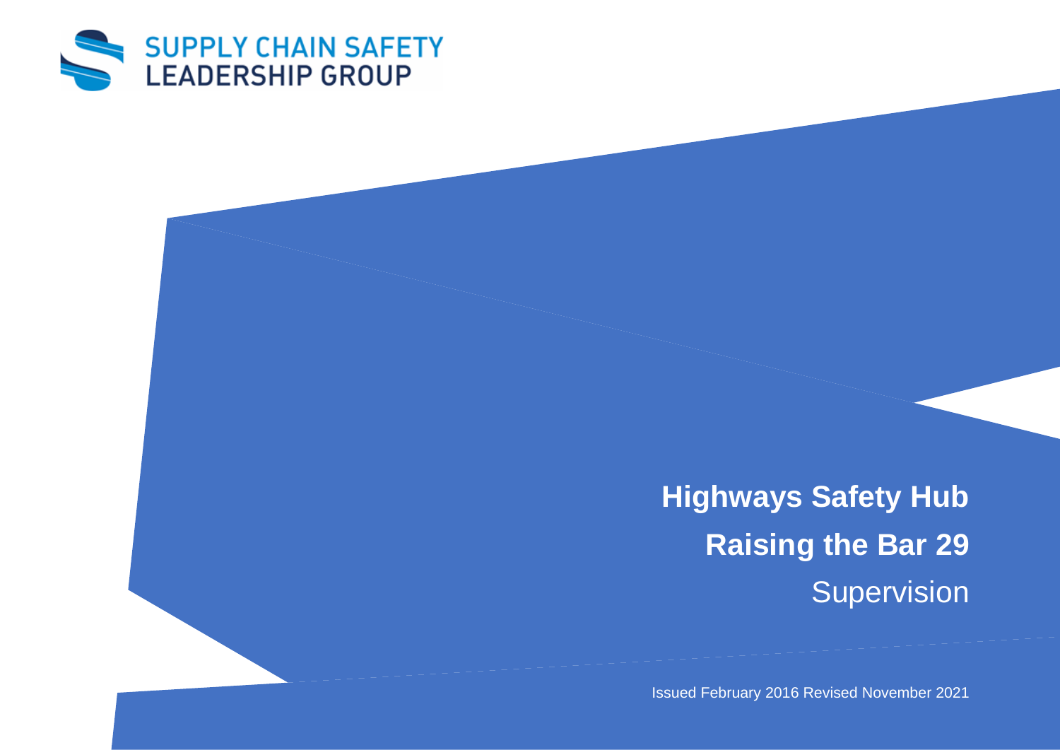SUPPLY CHAIN SAFETY
LEADERSHIP GROUP

# Highways Safety Hub

# Raising the Bar 29

## Supervision

Issued February 2016 Revised November 2021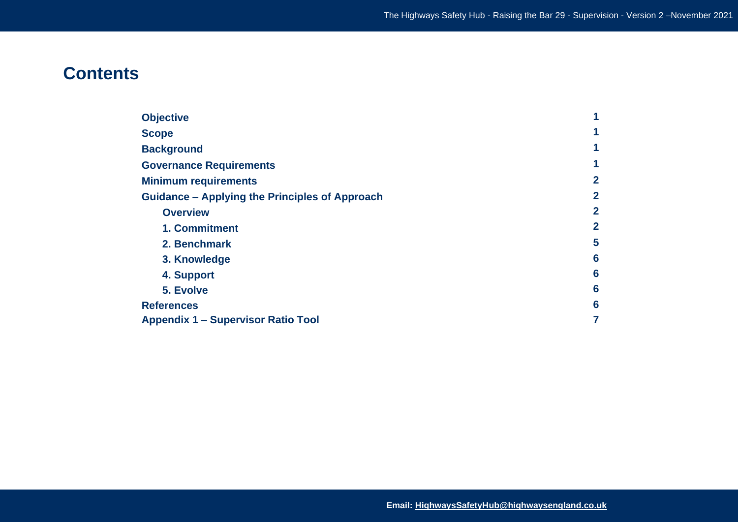# Contents

| | |
|---|---|
| **Objective** | **1** |
| **Scope** | **1** |
| **Background** | **1** |
| **Governance Requirements** | **1** |
| **Minimum requirements** | **2** |
| **Guidance – Applying the Principles of Approach** | **2** |
| **Overview** | **2** |
| **1. Commitment** | **2** |
| **2. Benchmark** | **5** |
| **3. Knowledge** | **6** |
| **4. Support** | **6** |
| **5. Evolve** | **6** |
| **References** | **6** |
| **Appendix 1 – Supervisor Ratio Tool** | **7** |

**Email: HighwaysSafetyHub@highwaysengland.co.uk**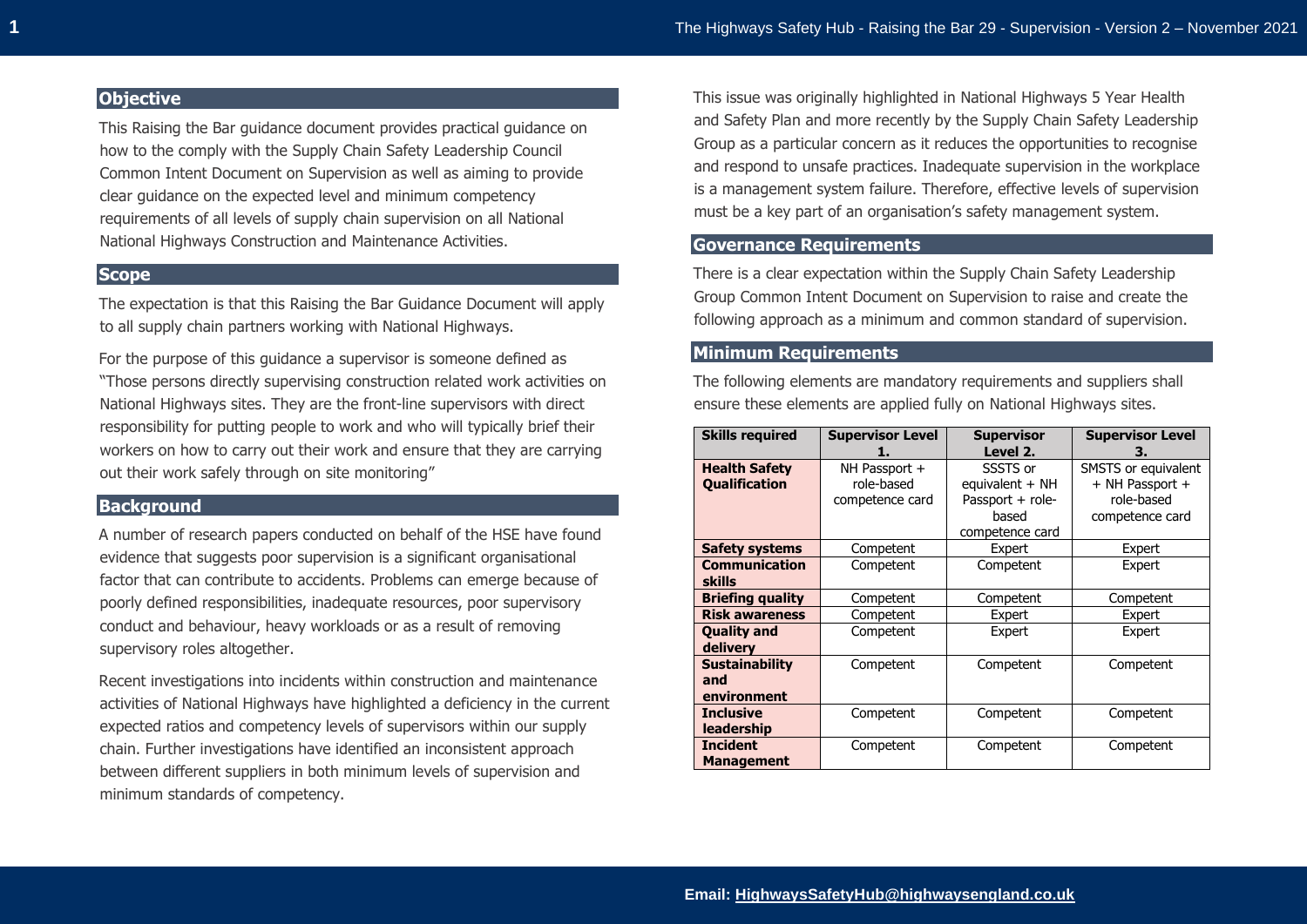## Objective

This Raising the Bar guidance document provides practical guidance on how to the comply with the Supply Chain Safety Leadership Council Common Intent Document on Supervision as well as aiming to provide clear guidance on the expected level and minimum competency requirements of all levels of supply chain supervision on all National National Highways Construction and Maintenance Activities.

## Scope

The expectation is that this Raising the Bar Guidance Document will apply to all supply chain partners working with National Highways.

For the purpose of this guidance a supervisor is someone defined as "Those persons directly supervising construction related work activities on National Highways sites. They are the front-line supervisors with direct responsibility for putting people to work and who will typically brief their workers on how to carry out their work and ensure that they are carrying out their work safely through on site monitoring"

## Background

A number of research papers conducted on behalf of the HSE have found evidence that suggests poor supervision is a significant organisational factor that can contribute to accidents. Problems can emerge because of poorly defined responsibilities, inadequate resources, poor supervisory conduct and behaviour, heavy workloads or as a result of removing supervisory roles altogether.

Recent investigations into incidents within construction and maintenance activities of National Highways have highlighted a deficiency in the current expected ratios and competency levels of supervisors within our supply chain. Further investigations have identified an inconsistent approach between different suppliers in both minimum levels of supervision and minimum standards of competency.

This issue was originally highlighted in National Highways 5 Year Health and Safety Plan and more recently by the Supply Chain Safety Leadership Group as a particular concern as it reduces the opportunities to recognise and respond to unsafe practices. Inadequate supervision in the workplace is a management system failure. Therefore, effective levels of supervision must be a key part of an organisation's safety management system.

## Governance Requirements

There is a clear expectation within the Supply Chain Safety Leadership Group Common Intent Document on Supervision to raise and create the following approach as a minimum and common standard of supervision.

## Minimum Requirements

The following elements are mandatory requirements and suppliers shall ensure these elements are applied fully on National Highways sites.

| Skills required | Supervisor Level 1. | Supervisor Level 2. | Supervisor Level 3. |
|---|---|---|---|
| **Health Safety Qualification** | NH Passport + role-based competence card | SSSTS or equivalent + NH Passport + role-based competence card | SMSTS or equivalent + NH Passport + role-based competence card |
| **Safety systems** | Competent | Expert | Expert |
| **Communication skills** | Competent | Competent | Expert |
| **Briefing quality** | Competent | Competent | Competent |
| **Risk awareness** | Competent | Expert | Expert |
| **Quality and delivery** | Competent | Expert | Expert |
| **Sustainability and environment** | Competent | Competent | Competent |
| **Inclusive leadership** | Competent | Competent | Competent |
| **Incident Management** | Competent | Competent | Competent |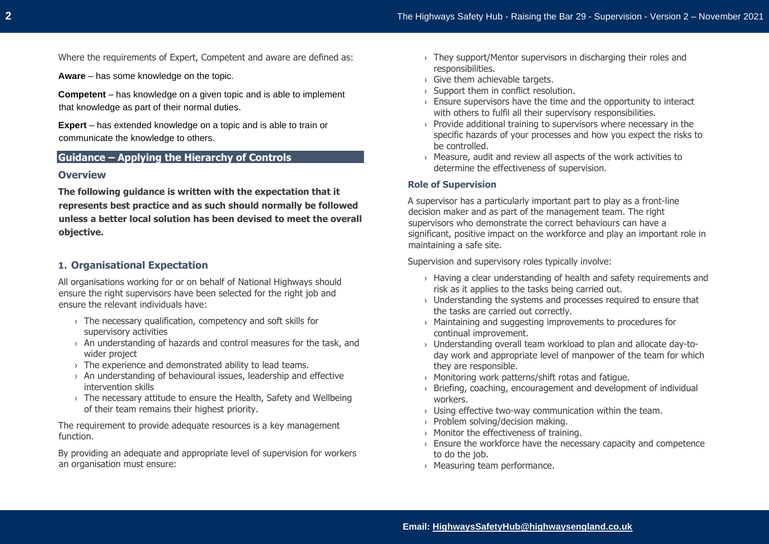Where the requirements of Expert, Competent and aware are defined as:

**Aware** – has some knowledge on the topic.

**Competent** – has knowledge on a given topic and is able to implement that knowledge as part of their normal duties.

**Expert** – has extended knowledge on a topic and is able to train or communicate the knowledge to others.

## Guidance – Applying the Hierarchy of Controls

### Overview

**The following guidance is written with the expectation that it represents best practice and as such should normally be followed unless a better local solution has been devised to meet the overall objective.**

### 1. Organisational Expectation

All organisations working for or on behalf of National Highways should ensure the right supervisors have been selected for the right job and ensure the relevant individuals have:

- The necessary qualification, competency and soft skills for supervisory activities
- An understanding of hazards and control measures for the task, and wider project
- The experience and demonstrated ability to lead teams.
- An understanding of behavioural issues, leadership and effective intervention skills
- The necessary attitude to ensure the Health, Safety and Wellbeing of their team remains their highest priority.

The requirement to provide adequate resources is a key management function.

By providing an adequate and appropriate level of supervision for workers an organisation must ensure:

- They support/Mentor supervisors in discharging their roles and responsibilities.
- Give them achievable targets.
- Support them in conflict resolution.
- Ensure supervisors have the time and the opportunity to interact with others to fulfil all their supervisory responsibilities.
- Provide additional training to supervisors where necessary in the specific hazards of your processes and how you expect the risks to be controlled.
- Measure, audit and review all aspects of the work activities to determine the effectiveness of supervision.

### Role of Supervision

A supervisor has a particularly important part to play as a front-line decision maker and as part of the management team. The right supervisors who demonstrate the correct behaviours can have a significant, positive impact on the workforce and play an important role in maintaining a safe site.

Supervision and supervisory roles typically involve:

- Having a clear understanding of health and safety requirements and risk as it applies to the tasks being carried out.
- Understanding the systems and processes required to ensure that the tasks are carried out correctly.
- Maintaining and suggesting improvements to procedures for continual improvement.
- Understanding overall team workload to plan and allocate day-to-day work and appropriate level of manpower of the team for which they are responsible.
- Monitoring work patterns/shift rotas and fatigue.
- Briefing, coaching, encouragement and development of individual workers.
- Using effective two-way communication within the team.
- Problem solving/decision making.
- Monitor the effectiveness of training.
- Ensure the workforce have the necessary capacity and competence to do the job.
- Measuring team performance.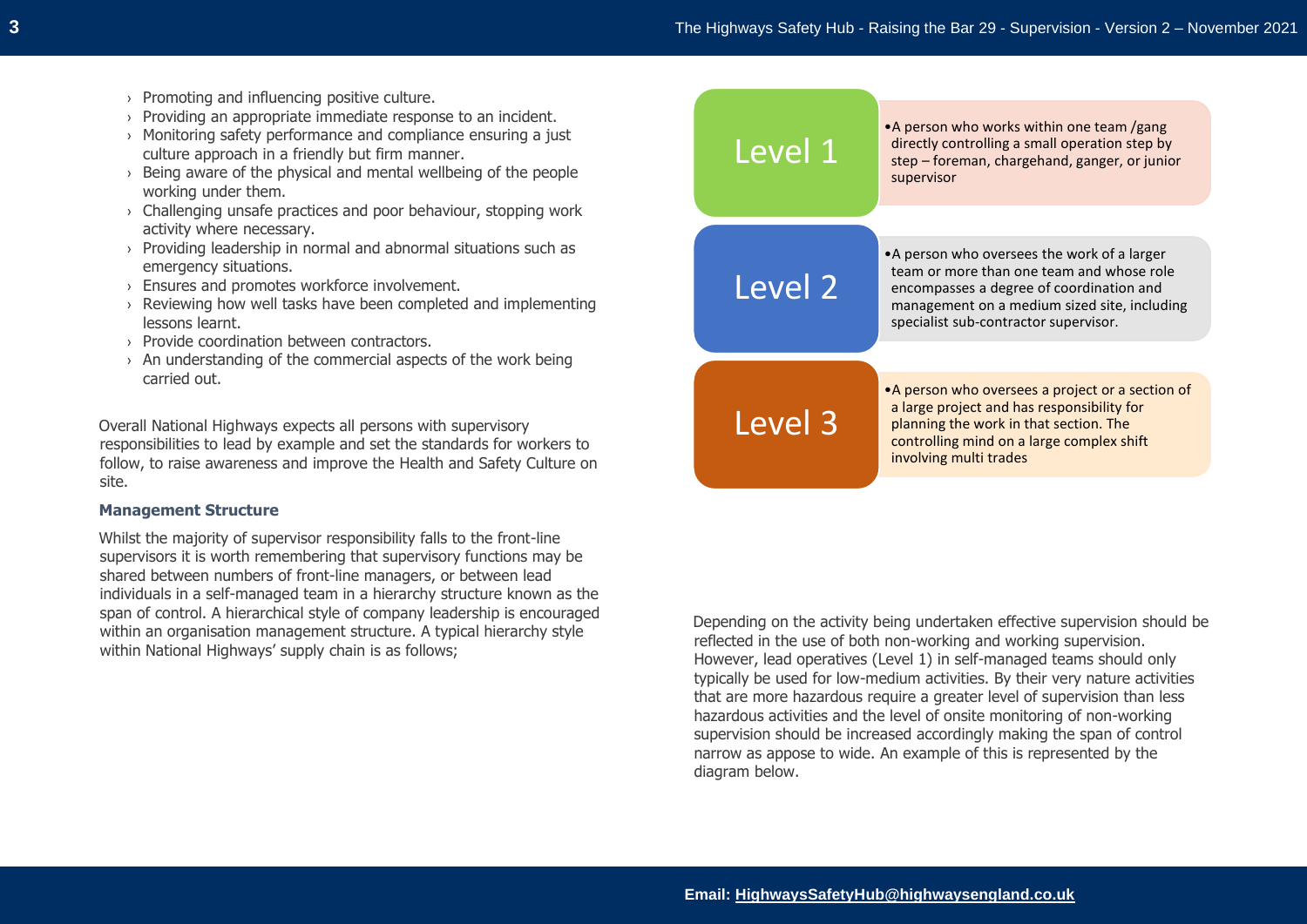- Promoting and influencing positive culture.
- Providing an appropriate immediate response to an incident.
- Monitoring safety performance and compliance ensuring a just culture approach in a friendly but firm manner.
- Being aware of the physical and mental wellbeing of the people working under them.
- Challenging unsafe practices and poor behaviour, stopping work activity where necessary.
- Providing leadership in normal and abnormal situations such as emergency situations.
- Ensures and promotes workforce involvement.
- Reviewing how well tasks have been completed and implementing lessons learnt.
- Provide coordination between contractors.
- An understanding of the commercial aspects of the work being carried out.

Overall National Highways expects all persons with supervisory responsibilities to lead by example and set the standards for workers to follow, to raise awareness and improve the Health and Safety Culture on site.

### Management Structure

Whilst the majority of supervisor responsibility falls to the front-line supervisors it is worth remembering that supervisory functions may be shared between numbers of front-line managers, or between lead individuals in a self-managed team in a hierarchy structure known as the span of control. A hierarchical style of company leadership is encouraged within an organisation management structure. A typical hierarchy style within National Highways' supply chain is as follows;

Level 1

- A person who works within one team /gang directly controlling a small operation step by step – foreman, chargehand, ganger, or junior supervisor

Level 2

- A person who oversees the work of a larger team or more than one team and whose role encompasses a degree of coordination and management on a medium sized site, including specialist sub-contractor supervisor.

Level 3

- A person who oversees a project or a section of a large project and has responsibility for planning the work in that section. The controlling mind on a large complex shift involving multi trades

Depending on the activity being undertaken effective supervision should be reflected in the use of both non-working and working supervision. However, lead operatives (Level 1) in self-managed teams should only typically be used for low-medium activities. By their very nature activities that are more hazardous require a greater level of supervision than less hazardous activities and the level of onsite monitoring of non-working supervision should be increased accordingly making the span of control narrow as appose to wide. An example of this is represented by the diagram below.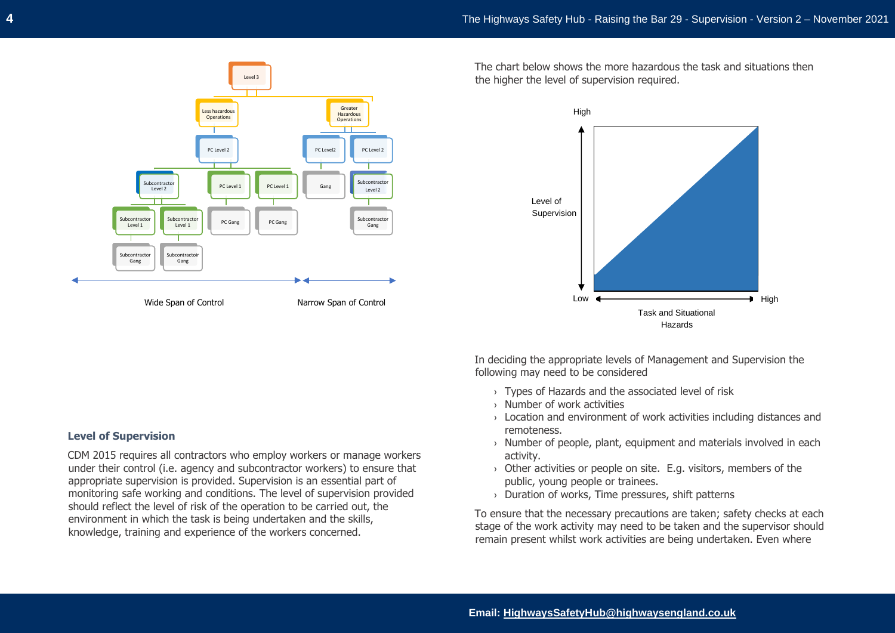Level 3

Less hazardous Operations

Greater Hazardous Operations

PC Level 2

PC Level2

PC Level 2

Subcontractor Level 2

PC Level 1

PC Level 1

Gang

Subcontractor Level 2

Subcontractor Level 1

Subcontractor Level 1

PC Gang

PC Gang

Subcontractor Gang

Subcontractor Gang

Subcontractoir Gang

Wide Span of Control

Narrow Span of Control

## Level of Supervision

CDM 2015 requires all contractors who employ workers or manage workers under their control (i.e. agency and subcontractor workers) to ensure that appropriate supervision is provided. Supervision is an essential part of monitoring safe working and conditions. The level of supervision provided should reflect the level of risk of the operation to be carried out, the environment in which the task is being undertaken and the skills, knowledge, training and experience of the workers concerned.

The chart below shows the more hazardous the task and situations then the higher the level of supervision required.

High

Level of Supervision

Low

High

Task and Situational Hazards

In deciding the appropriate levels of Management and Supervision the following may need to be considered

- Types of Hazards and the associated level of risk
- Number of work activities
- Location and environment of work activities including distances and remoteness.
- Number of people, plant, equipment and materials involved in each activity.
- Other activities or people on site. E.g. visitors, members of the public, young people or trainees.
- Duration of works, Time pressures, shift patterns

To ensure that the necessary precautions are taken; safety checks at each stage of the work activity may need to be taken and the supervisor should remain present whilst work activities are being undertaken. Even where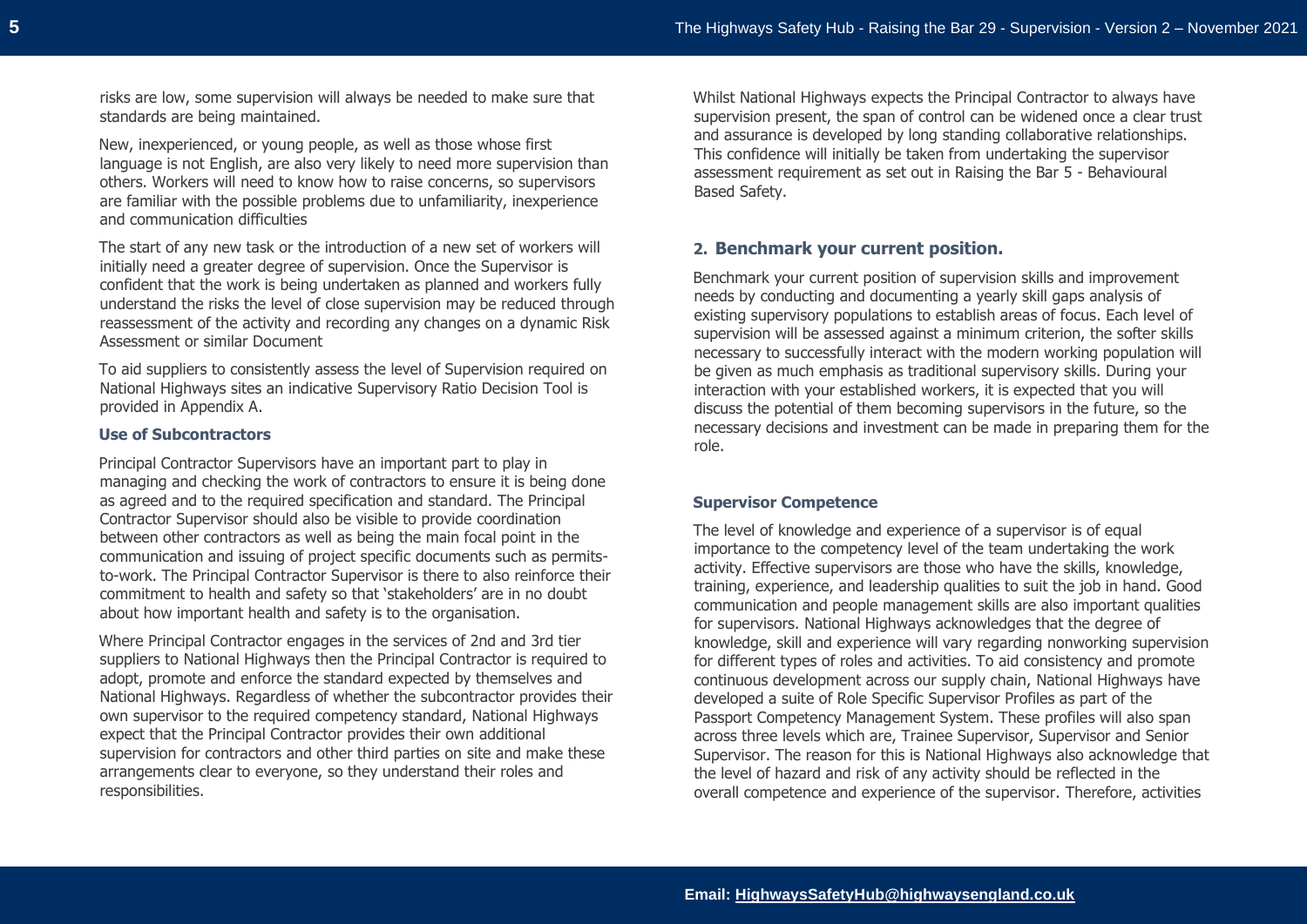risks are low, some supervision will always be needed to make sure that standards are being maintained.

New, inexperienced, or young people, as well as those whose first language is not English, are also very likely to need more supervision than others. Workers will need to know how to raise concerns, so supervisors are familiar with the possible problems due to unfamiliarity, inexperience and communication difficulties

The start of any new task or the introduction of a new set of workers will initially need a greater degree of supervision. Once the Supervisor is confident that the work is being undertaken as planned and workers fully understand the risks the level of close supervision may be reduced through reassessment of the activity and recording any changes on a dynamic Risk Assessment or similar Document

To aid suppliers to consistently assess the level of Supervision required on National Highways sites an indicative Supervisory Ratio Decision Tool is provided in Appendix A.

### Use of Subcontractors

Principal Contractor Supervisors have an important part to play in managing and checking the work of contractors to ensure it is being done as agreed and to the required specification and standard. The Principal Contractor Supervisor should also be visible to provide coordination between other contractors as well as being the main focal point in the communication and issuing of project specific documents such as permits-to-work. The Principal Contractor Supervisor is there to also reinforce their commitment to health and safety so that 'stakeholders' are in no doubt about how important health and safety is to the organisation.

Where Principal Contractor engages in the services of 2nd and 3rd tier suppliers to National Highways then the Principal Contractor is required to adopt, promote and enforce the standard expected by themselves and National Highways. Regardless of whether the subcontractor provides their own supervisor to the required competency standard, National Highways expect that the Principal Contractor provides their own additional supervision for contractors and other third parties on site and make these arrangements clear to everyone, so they understand their roles and responsibilities.

Whilst National Highways expects the Principal Contractor to always have supervision present, the span of control can be widened once a clear trust and assurance is developed by long standing collaborative relationships. This confidence will initially be taken from undertaking the supervisor assessment requirement as set out in Raising the Bar 5 - Behavioural Based Safety.

## 2. Benchmark your current position.

Benchmark your current position of supervision skills and improvement needs by conducting and documenting a yearly skill gaps analysis of existing supervisory populations to establish areas of focus. Each level of supervision will be assessed against a minimum criterion, the softer skills necessary to successfully interact with the modern working population will be given as much emphasis as traditional supervisory skills. During your interaction with your established workers, it is expected that you will discuss the potential of them becoming supervisors in the future, so the necessary decisions and investment can be made in preparing them for the role.

### Supervisor Competence

The level of knowledge and experience of a supervisor is of equal importance to the competency level of the team undertaking the work activity. Effective supervisors are those who have the skills, knowledge, training, experience, and leadership qualities to suit the job in hand. Good communication and people management skills are also important qualities for supervisors. National Highways acknowledges that the degree of knowledge, skill and experience will vary regarding nonworking supervision for different types of roles and activities. To aid consistency and promote continuous development across our supply chain, National Highways have developed a suite of Role Specific Supervisor Profiles as part of the Passport Competency Management System. These profiles will also span across three levels which are, Trainee Supervisor, Supervisor and Senior Supervisor. The reason for this is National Highways also acknowledge that the level of hazard and risk of any activity should be reflected in the overall competence and experience of the supervisor. Therefore, activities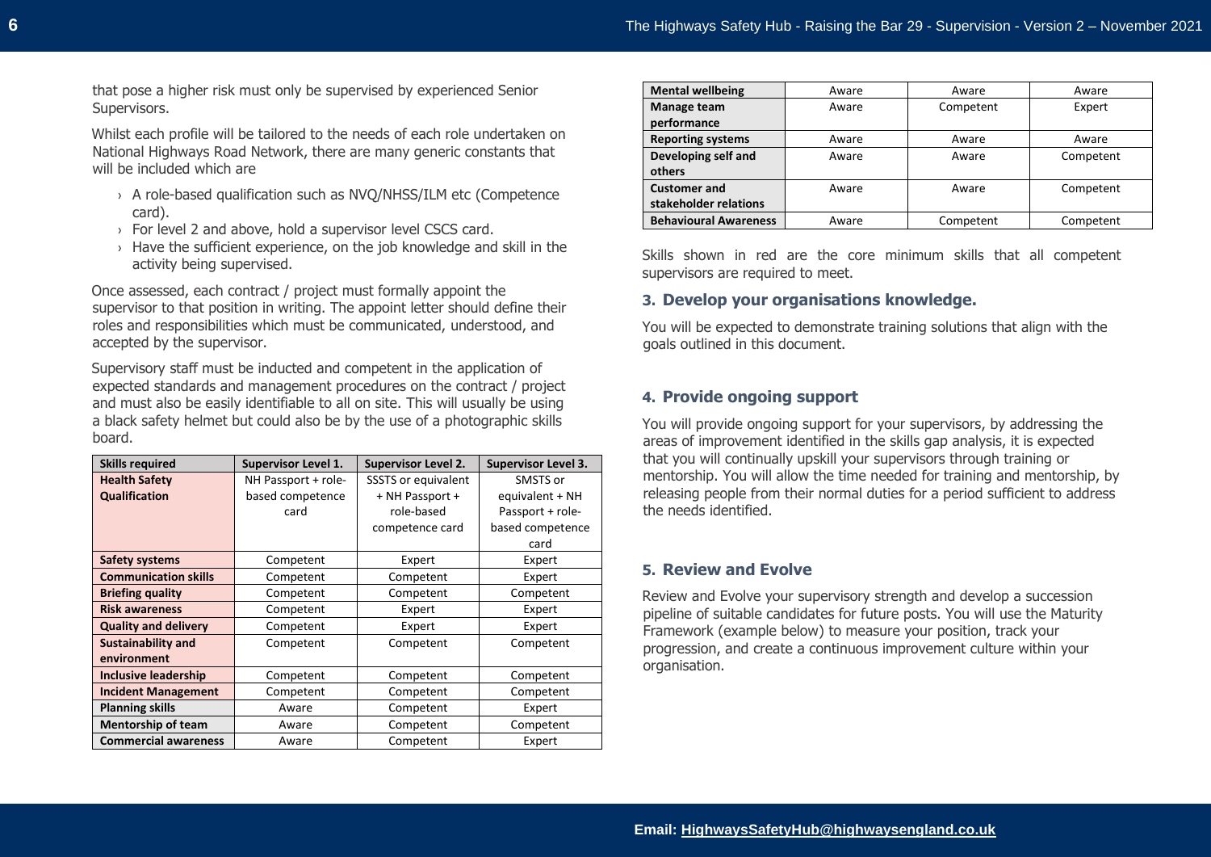that pose a higher risk must only be supervised by experienced Senior Supervisors.

Whilst each profile will be tailored to the needs of each role undertaken on National Highways Road Network, there are many generic constants that will be included which are

- A role-based qualification such as NVQ/NHSS/ILM etc (Competence card).
- For level 2 and above, hold a supervisor level CSCS card.
- Have the sufficient experience, on the job knowledge and skill in the activity being supervised.

Once assessed, each contract / project must formally appoint the supervisor to that position in writing. The appoint letter should define their roles and responsibilities which must be communicated, understood, and accepted by the supervisor.

Supervisory staff must be inducted and competent in the application of expected standards and management procedures on the contract / project and must also be easily identifiable to all on site. This will usually be using a black safety helmet but could also be by the use of a photographic skills board.

| Skills required | Supervisor Level 1. | Supervisor Level 2. | Supervisor Level 3. |
|---|---|---|---|
| **Health Safety Qualification** | NH Passport + role-based competence card | SSSTS or equivalent + NH Passport + role-based competence card | SMSTS or equivalent + NH Passport + role-based competence card |
| **Safety systems** | Competent | Expert | Expert |
| **Communication skills** | Competent | Competent | Expert |
| **Briefing quality** | Competent | Competent | Competent |
| **Risk awareness** | Competent | Expert | Expert |
| **Quality and delivery** | Competent | Expert | Expert |
| **Sustainability and environment** | Competent | Competent | Competent |
| **Inclusive leadership** | Competent | Competent | Competent |
| **Incident Management** | Competent | Competent | Competent |
| **Planning skills** | Aware | Competent | Expert |
| **Mentorship of team** | Aware | Competent | Competent |
| **Commercial awareness** | Aware | Competent | Expert |
| **Mental wellbeing** | Aware | Aware | Aware |
| **Manage team performance** | Aware | Competent | Expert |
| **Reporting systems** | Aware | Aware | Aware |
| **Developing self and others** | Aware | Aware | Competent |
| **Customer and stakeholder relations** | Aware | Aware | Competent |
| **Behavioural Awareness** | Aware | Competent | Competent |

Skills shown in red are the core minimum skills that all competent supervisors are required to meet.

### 3. Develop your organisations knowledge.

You will be expected to demonstrate training solutions that align with the goals outlined in this document.

### 4. Provide ongoing support

You will provide ongoing support for your supervisors, by addressing the areas of improvement identified in the skills gap analysis, it is expected that you will continually upskill your supervisors through training or mentorship. You will allow the time needed for training and mentorship, by releasing people from their normal duties for a period sufficient to address the needs identified.

### 5. Review and Evolve

Review and Evolve your supervisory strength and develop a succession pipeline of suitable candidates for future posts. You will use the Maturity Framework (example below) to measure your position, track your progression, and create a continuous improvement culture within your organisation.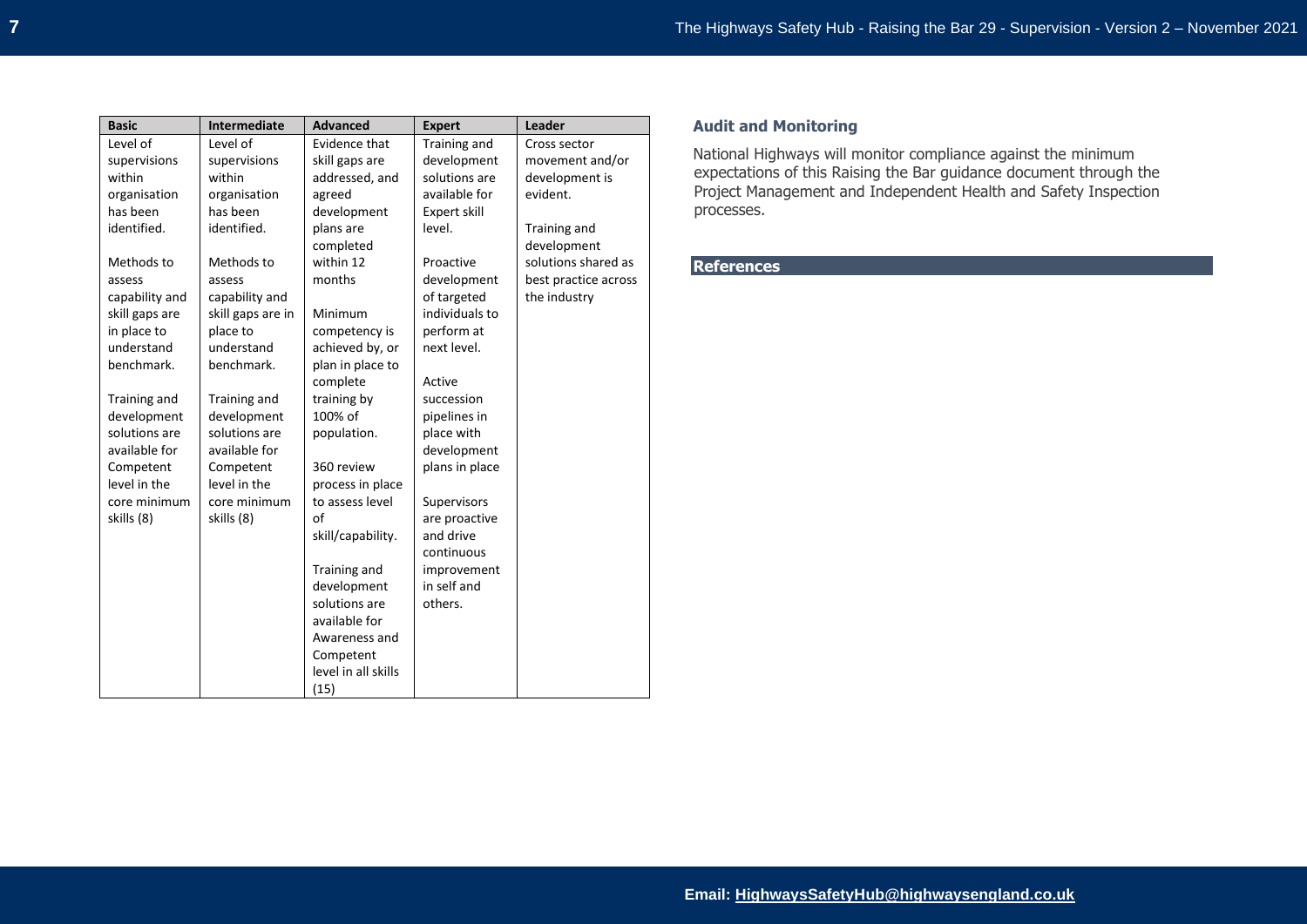| Basic | Intermediate | Advanced | Expert | Leader |
|---|---|---|---|---|
| Level of supervisions within organisation has been identified.<br><br>Methods to assess capability and skill gaps are in place to understand benchmark.<br><br>Training and development solutions are available for Competent level in the core minimum skills (8) | Level of supervisions within organisation has been identified.<br><br>Methods to assess capability and skill gaps are in place to understand benchmark.<br><br>Training and development solutions are available for Competent level in the core minimum skills (8) | Evidence that skill gaps are addressed, and agreed development plans are completed within 12 months<br><br>Minimum competency is achieved by, or plan in place to complete training by 100% of population.<br><br>360 review process in place to assess level of skill/capability.<br><br>Training and development solutions are available for Awareness and Competent level in all skills (15) | Training and development solutions are available for Expert skill level.<br><br>Proactive development of targeted individuals to perform at next level.<br><br>Active succession pipelines in place with development plans in place<br><br>Supervisors are proactive and drive continuous improvement in self and others. | Cross sector movement and/or development is evident.<br><br>Training and development solutions shared as best practice across the industry |

## Audit and Monitoring

National Highways will monitor compliance against the minimum expectations of this Raising the Bar guidance document through the Project Management and Independent Health and Safety Inspection processes.

## References

Email: HighwaysSafetyHub@highwaysengland.co.uk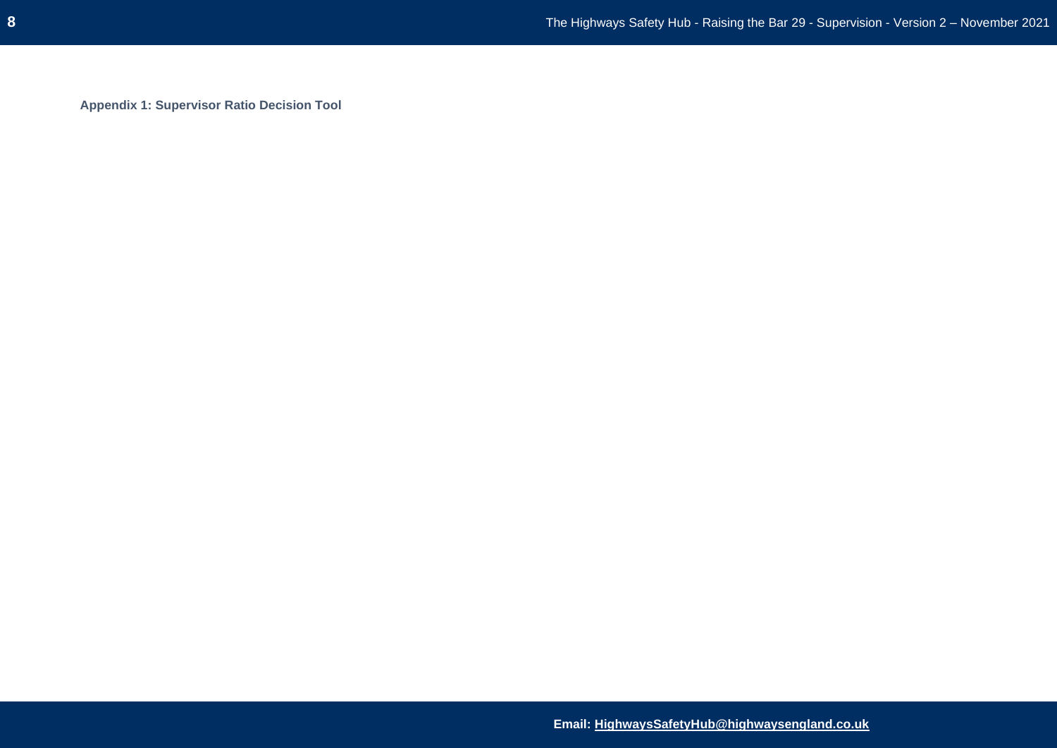**Appendix 1: Supervisor Ratio Decision Tool**